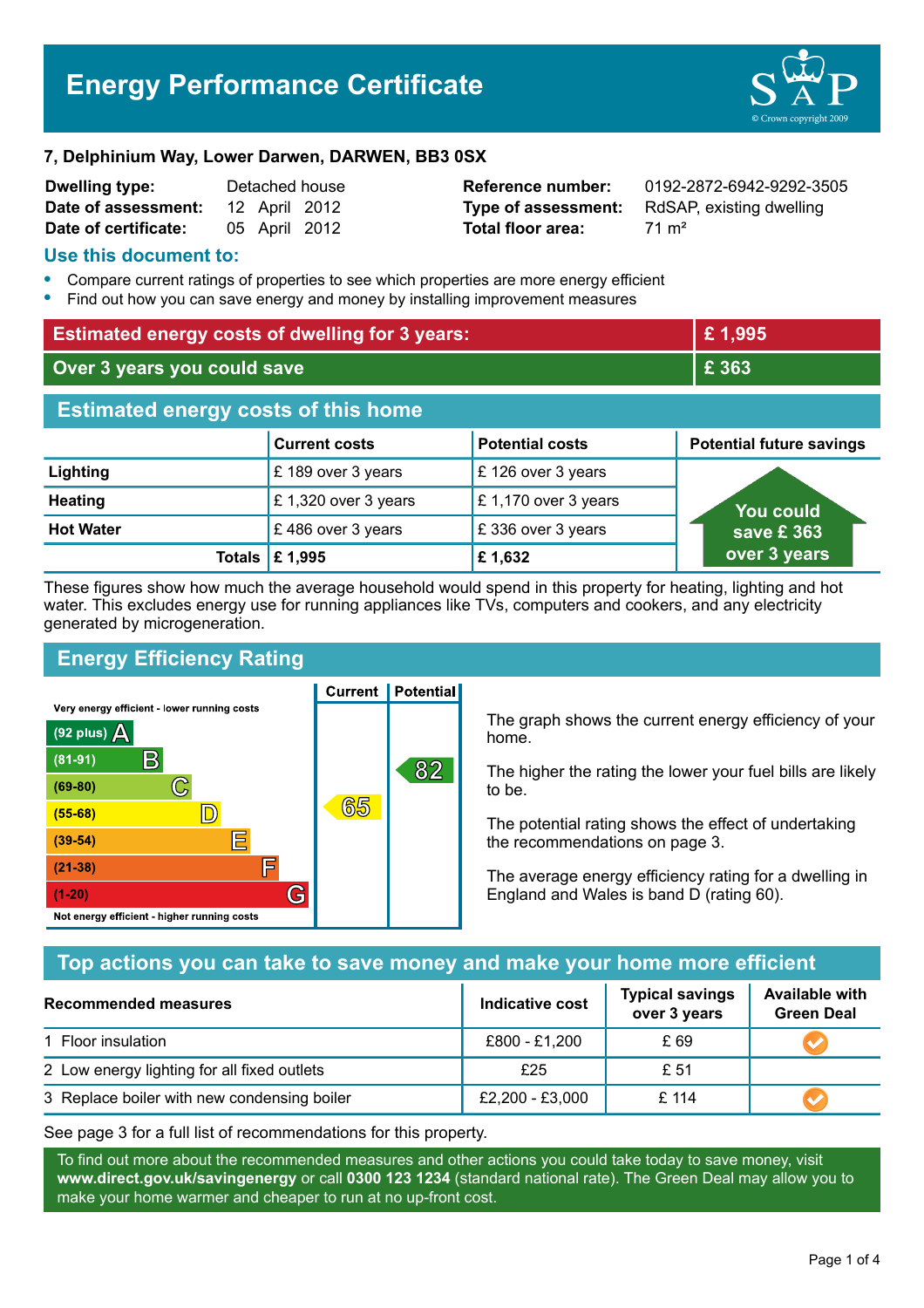# Energy Performance Certificate

**7, Delphinium Way, Lower Darwen, DARWEN, BB3 0SX**

| | | | |
|---|---|---|---|
| **Dwelling type:** | Detached house | **Reference number:** | 0192-2872-6942-9292-3505 |
| **Date of assessment:** | 12 April 2012 | **Type of assessment:** | RdSAP, existing dwelling |
| **Date of certificate:** | 05 April 2012 | **Total floor area:** | 71 m² |

## Use this document to:

- Compare current ratings of properties to see which properties are more energy efficient
- Find out how you can save energy and money by installing improvement measures

| | |
|---|---|
| **Estimated energy costs of dwelling for 3 years:** | **£ 1,995** |
| **Over 3 years you could save** | **£ 363** |

## Estimated energy costs of this home

| | Current costs | Potential costs | Potential future savings |
|---|---|---|---|
| **Lighting** | £ 189 over 3 years | £ 126 over 3 years | You could save £ 363 over 3 years |
| **Heating** | £ 1,320 over 3 years | £ 1,170 over 3 years | |
| **Hot Water** | £ 486 over 3 years | £ 336 over 3 years | |
| **Totals** | **£ 1,995** | **£ 1,632** | |

These figures show how much the average household would spend in this property for heating, lighting and hot water. This excludes energy use for running appliances like TVs, computers and cookers, and any electricity generated by microgeneration.

## Energy Efficiency Rating

| Rating | Band | Current | Potential |
|---|---|---|---|
| Very energy efficient - lower running costs | | | |
| (92 plus) | A | | |
| (81-91) | B | | 82 |
| (69-80) | C | | |
| (55-68) | D | 65 | |
| (39-54) | E | | |
| (21-38) | F | | |
| (1-20) | G | | |
| Not energy efficient - higher running costs | | | |

The graph shows the current energy efficiency of your home.

The higher the rating the lower your fuel bills are likely to be.

The potential rating shows the effect of undertaking the recommendations on page 3.

The average energy efficiency rating for a dwelling in England and Wales is band D (rating 60).

## Top actions you can take to save money and make your home more efficient

| Recommended measures | Indicative cost | Typical savings over 3 years | Available with Green Deal |
|---|---|---|---|
| 1 Floor insulation | £800 - £1,200 | £ 69 | ✔ |
| 2 Low energy lighting for all fixed outlets | £25 | £ 51 | |
| 3 Replace boiler with new condensing boiler | £2,200 - £3,000 | £ 114 | ✔ |

See page 3 for a full list of recommendations for this property.

To find out more about the recommended measures and other actions you could take today to save money, visit **www.direct.gov.uk/savingenergy** or call **0300 123 1234** (standard national rate). The Green Deal may allow you to make your home warmer and cheaper to run at no up-front cost.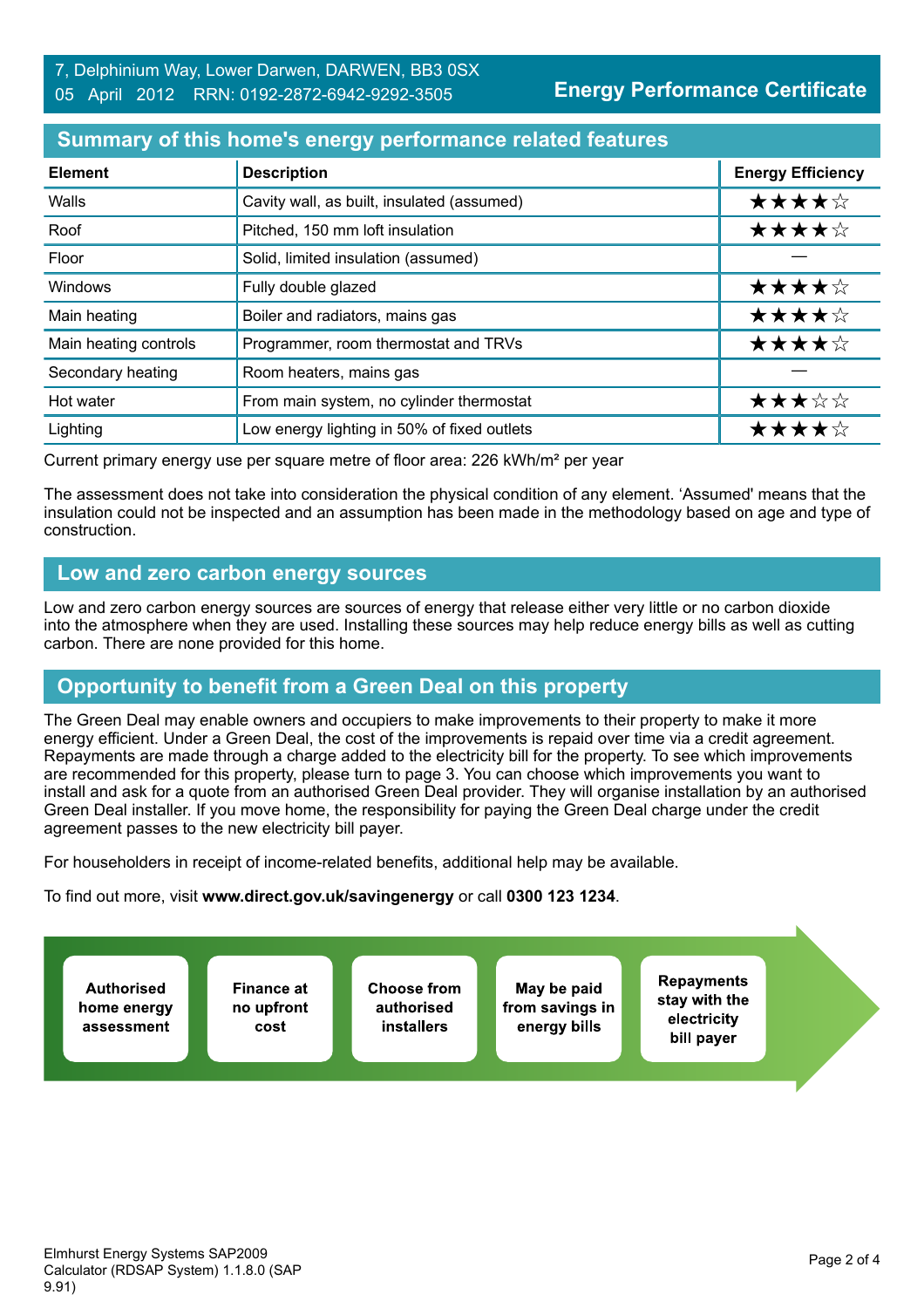7, Delphinium Way, Lower Darwen, DARWEN, BB3 0SX
05 April 2012 RRN: 0192-2872-6942-9292-3505

**Energy Performance Certificate**

## Summary of this home's energy performance related features

| Element | Description | Energy Efficiency |
|---|---|---|
| Walls | Cavity wall, as built, insulated (assumed) | ★★★★☆ |
| Roof | Pitched, 150 mm loft insulation | ★★★★☆ |
| Floor | Solid, limited insulation (assumed) | — |
| Windows | Fully double glazed | ★★★★☆ |
| Main heating | Boiler and radiators, mains gas | ★★★★☆ |
| Main heating controls | Programmer, room thermostat and TRVs | ★★★★☆ |
| Secondary heating | Room heaters, mains gas | — |
| Hot water | From main system, no cylinder thermostat | ★★★☆☆ |
| Lighting | Low energy lighting in 50% of fixed outlets | ★★★★☆ |

Current primary energy use per square metre of floor area: 226 kWh/m² per year

The assessment does not take into consideration the physical condition of any element. 'Assumed' means that the insulation could not be inspected and an assumption has been made in the methodology based on age and type of construction.

## Low and zero carbon energy sources

Low and zero carbon energy sources are sources of energy that release either very little or no carbon dioxide into the atmosphere when they are used. Installing these sources may help reduce energy bills as well as cutting carbon. There are none provided for this home.

## Opportunity to benefit from a Green Deal on this property

The Green Deal may enable owners and occupiers to make improvements to their property to make it more energy efficient. Under a Green Deal, the cost of the improvements is repaid over time via a credit agreement. Repayments are made through a charge added to the electricity bill for the property. To see which improvements are recommended for this property, please turn to page 3. You can choose which improvements you want to install and ask for a quote from an authorised Green Deal provider. They will organise installation by an authorised Green Deal installer. If you move home, the responsibility for paying the Green Deal charge under the credit agreement passes to the new electricity bill payer.

For householders in receipt of income-related benefits, additional help may be available.

To find out more, visit **www.direct.gov.uk/savingenergy** or call **0300 123 1234**.

- **Authorised home energy assessment**
- **Finance at no upfront cost**
- **Choose from authorised installers**
- **May be paid from savings in energy bills**
- **Repayments stay with the electricity bill payer**

Elmhurst Energy Systems SAP2009 Calculator (RDSAP System) 1.1.8.0 (SAP 9.91)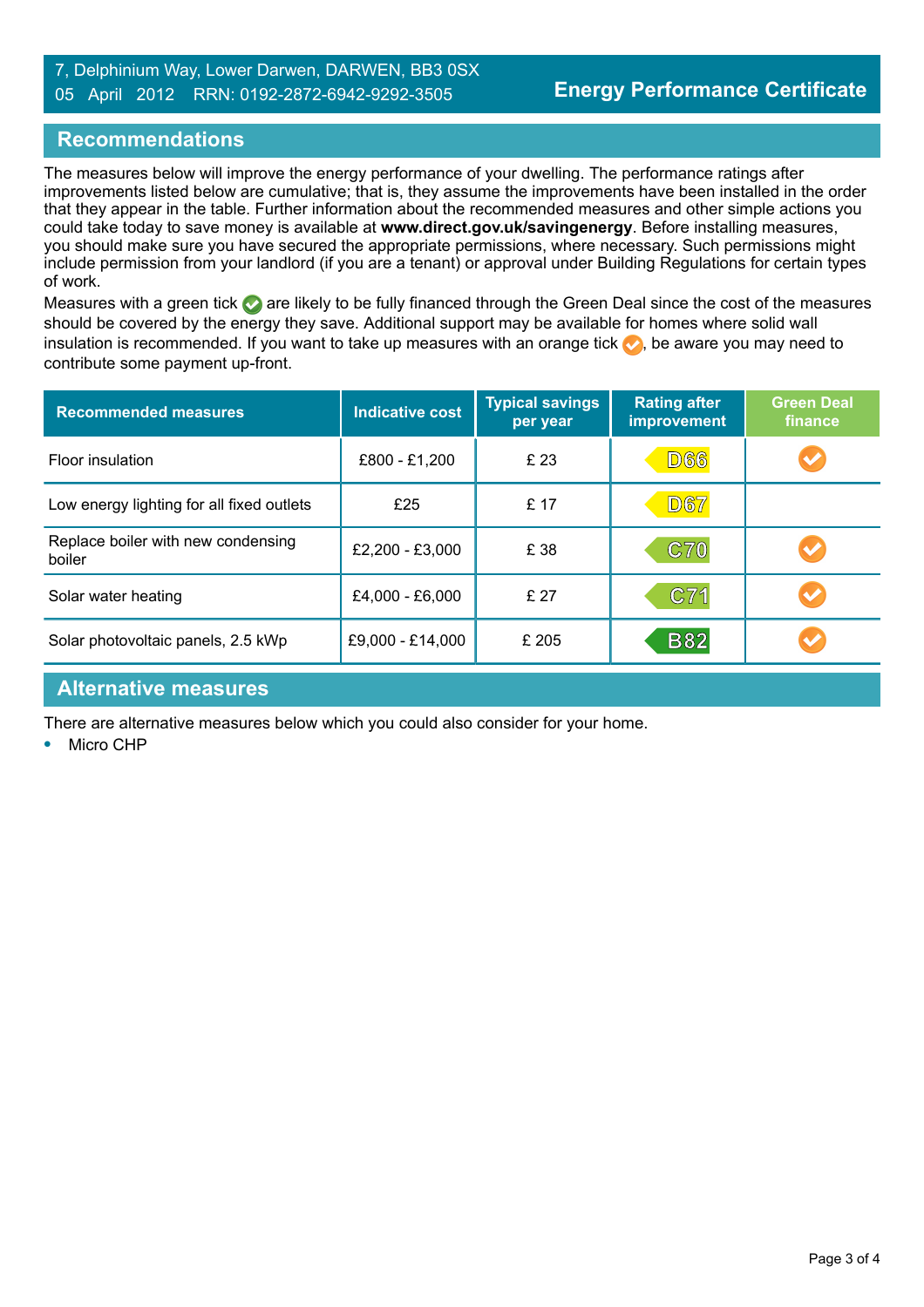## Recommendations

The measures below will improve the energy performance of your dwelling. The performance ratings after improvements listed below are cumulative; that is, they assume the improvements have been installed in the order that they appear in the table. Further information about the recommended measures and other simple actions you could take today to save money is available at **www.direct.gov.uk/savingenergy**. Before installing measures, you should make sure you have secured the appropriate permissions, where necessary. Such permissions might include permission from your landlord (if you are a tenant) or approval under Building Regulations for certain types of work.

Measures with a green tick ✔ are likely to be fully financed through the Green Deal since the cost of the measures should be covered by the energy they save. Additional support may be available for homes where solid wall insulation is recommended. If you want to take up measures with an orange tick ✔, be aware you may need to contribute some payment up-front.

| Recommended measures | Indicative cost | Typical savings per year | Rating after improvement | Green Deal finance |
|---|---|---|---|---|
| Floor insulation | £800 - £1,200 | £ 23 | D66 | ✔ (orange) |
| Low energy lighting for all fixed outlets | £25 | £ 17 | D67 | |
| Replace boiler with new condensing boiler | £2,200 - £3,000 | £ 38 | C70 | ✔ (orange) |
| Solar water heating | £4,000 - £6,000 | £ 27 | C71 | ✔ (orange) |
| Solar photovoltaic panels, 2.5 kWp | £9,000 - £14,000 | £ 205 | B82 | ✔ (orange) |

## Alternative measures

There are alternative measures below which you could also consider for your home.

- Micro CHP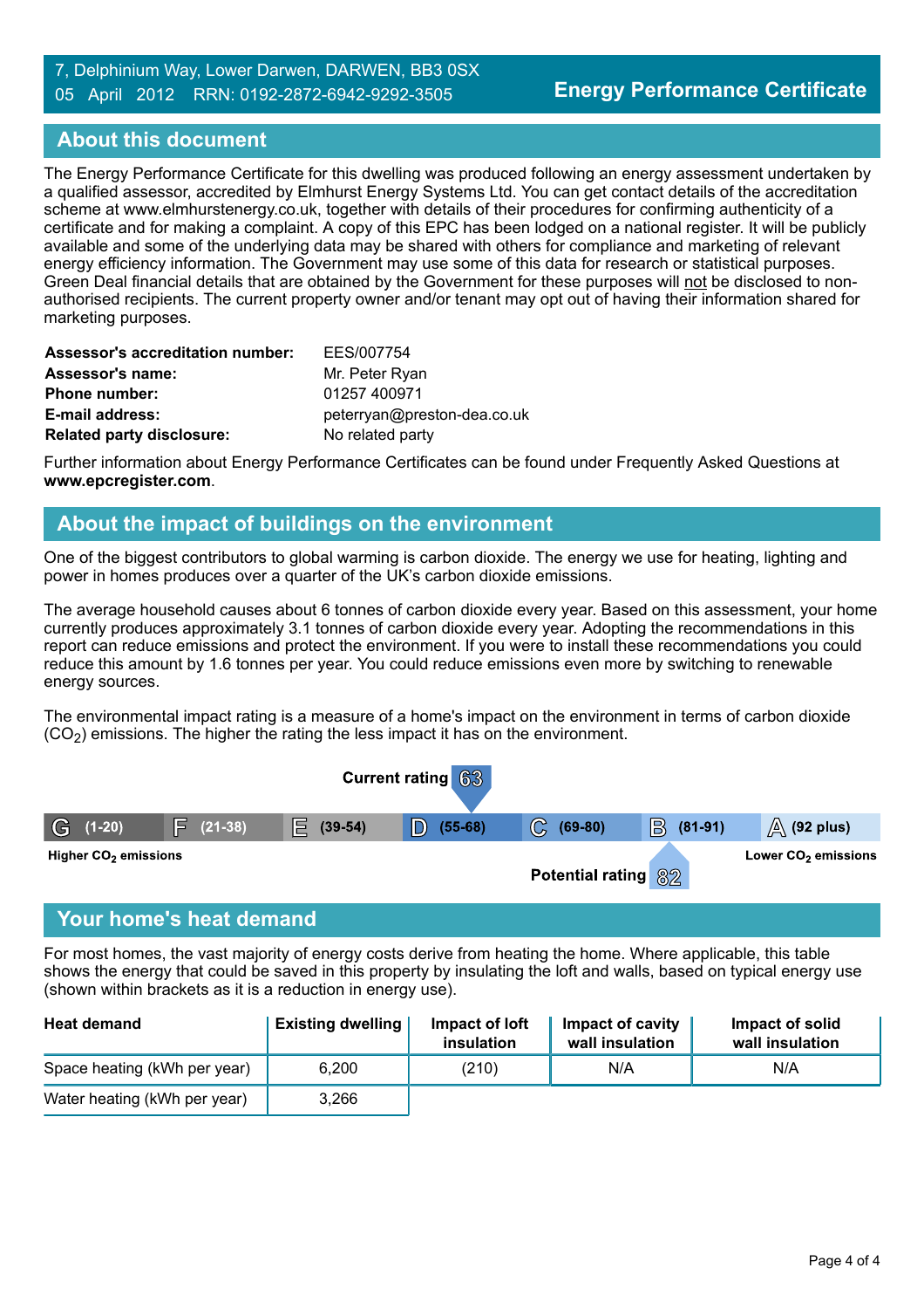7, Delphinium Way, Lower Darwen, DARWEN, BB3 0SX
05 April 2012 RRN: 0192-2872-6942-9292-3505

**Energy Performance Certificate**

## About this document

The Energy Performance Certificate for this dwelling was produced following an energy assessment undertaken by a qualified assessor, accredited by Elmhurst Energy Systems Ltd. You can get contact details of the accreditation scheme at www.elmhurstenergy.co.uk, together with details of their procedures for confirming authenticity of a certificate and for making a complaint. A copy of this EPC has been lodged on a national register. It will be publicly available and some of the underlying data may be shared with others for compliance and marketing of relevant energy efficiency information. The Government may use some of this data for research or statistical purposes. Green Deal financial details that are obtained by the Government for these purposes will not be disclosed to non-authorised recipients. The current property owner and/or tenant may opt out of having their information shared for marketing purposes.

| | |
|---|---|
| **Assessor's accreditation number:** | EES/007754 |
| **Assessor's name:** | Mr. Peter Ryan |
| **Phone number:** | 01257 400971 |
| **E-mail address:** | peterryan@preston-dea.co.uk |
| **Related party disclosure:** | No related party |

Further information about Energy Performance Certificates can be found under Frequently Asked Questions at **www.epcregister.com**.

## About the impact of buildings on the environment

One of the biggest contributors to global warming is carbon dioxide. The energy we use for heating, lighting and power in homes produces over a quarter of the UK's carbon dioxide emissions.

The average household causes about 6 tonnes of carbon dioxide every year. Based on this assessment, your home currently produces approximately 3.1 tonnes of carbon dioxide every year. Adopting the recommendations in this report can reduce emissions and protect the environment. If you were to install these recommendations you could reduce this amount by 1.6 tonnes per year. You could reduce emissions even more by switching to renewable energy sources.

The environmental impact rating is a measure of a home's impact on the environment in terms of carbon dioxide ($CO_2$) emissions. The higher the rating the less impact it has on the environment.

Current rating 63

G (1-20)
F (21-38)
E (39-54)
D (55-68)
C (69-80)
B (81-91)
A (92 plus)

Higher $CO_2$ emissions
Lower $CO_2$ emissions

Potential rating 82

## Your home's heat demand

For most homes, the vast majority of energy costs derive from heating the home. Where applicable, this table shows the energy that could be saved in this property by insulating the loft and walls, based on typical energy use (shown within brackets as it is a reduction in energy use).

| Heat demand | Existing dwelling | Impact of loft insulation | Impact of cavity wall insulation | Impact of solid wall insulation |
|---|---|---|---|---|
| Space heating (kWh per year) | 6,200 | (210) | N/A | N/A |
| Water heating (kWh per year) | 3,266 | | | |